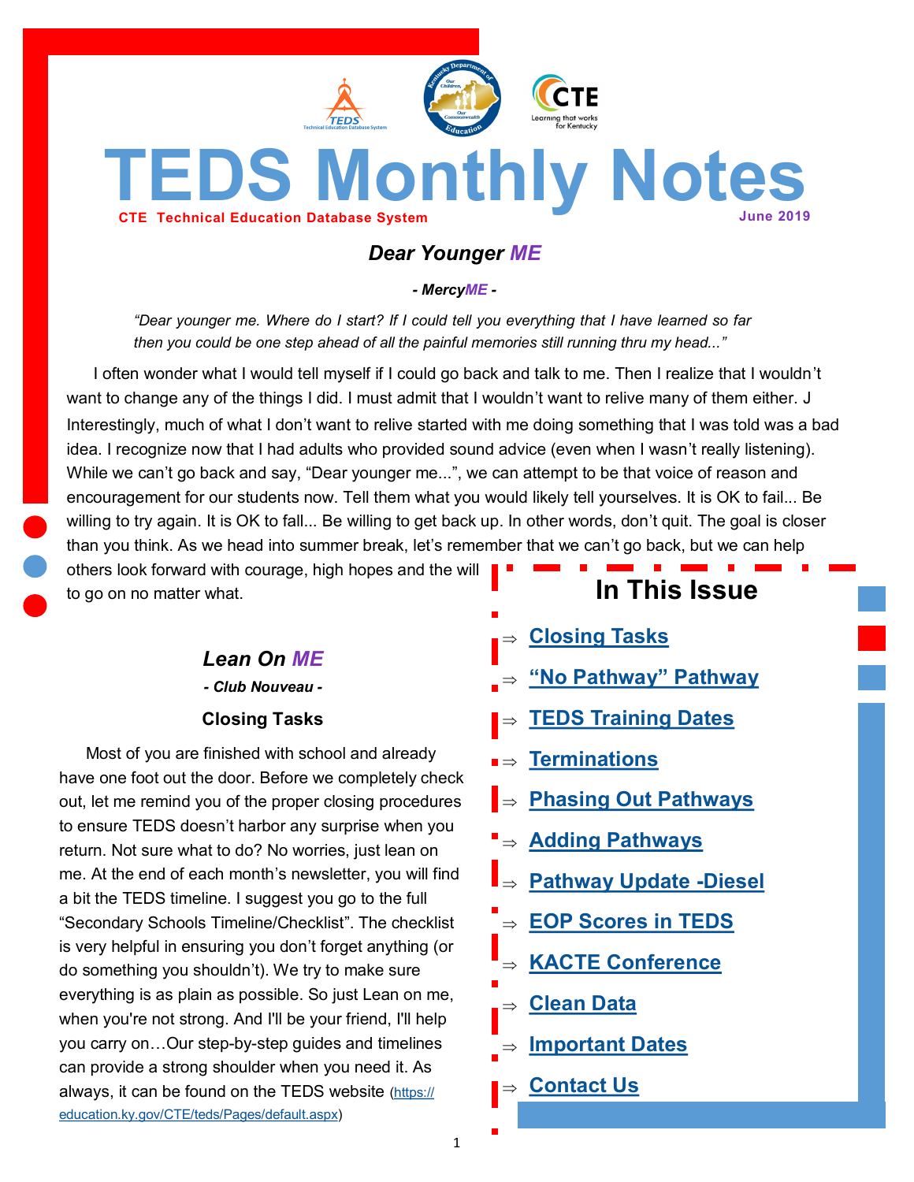# TEDS Monthly Notes

CTE Technical Education Database System

June 2019

## *Dear Younger ME*

***- MercyME -***

*"Dear younger me. Where do I start? If I could tell you everything that I have learned so far then you could be one step ahead of all the painful memories still running thru my head..."*

I often wonder what I would tell myself if I could go back and talk to me. Then I realize that I wouldn't want to change any of the things I did. I must admit that I wouldn't want to relive many of them either. J Interestingly, much of what I don't want to relive started with me doing something that I was told was a bad idea. I recognize now that I had adults who provided sound advice (even when I wasn't really listening). While we can't go back and say, "Dear younger me...", we can attempt to be that voice of reason and encouragement for our students now. Tell them what you would likely tell yourselves. It is OK to fail... Be willing to try again. It is OK to fall... Be willing to get back up. In other words, don't quit. The goal is closer than you think. As we head into summer break, let's remember that we can't go back, but we can help others look forward with courage, high hopes and the will to go on no matter what.

## *Lean On ME*

***- Club Nouveau -***

### Closing Tasks

Most of you are finished with school and already have one foot out the door. Before we completely check out, let me remind you of the proper closing procedures to ensure TEDS doesn't harbor any surprise when you return. Not sure what to do? No worries, just lean on me. At the end of each month's newsletter, you will find a bit the TEDS timeline. I suggest you go to the full "Secondary Schools Timeline/Checklist". The checklist is very helpful in ensuring you don't forget anything (or do something you shouldn't). We try to make sure everything is as plain as possible. So just Lean on me, when you're not strong. And I'll be your friend, I'll help you carry on…Our step-by-step guides and timelines can provide a strong shoulder when you need it. As always, it can be found on the TEDS website (https://education.ky.gov/CTE/teds/Pages/default.aspx)

## In This Issue

- ⇒ Closing Tasks
- ⇒ "No Pathway" Pathway
- ⇒ TEDS Training Dates
- ⇒ Terminations
- ⇒ Phasing Out Pathways
- ⇒ Adding Pathways
- ⇒ Pathway Update -Diesel
- ⇒ EOP Scores in TEDS
- ⇒ KACTE Conference
- ⇒ Clean Data
- ⇒ Important Dates
- ⇒ Contact Us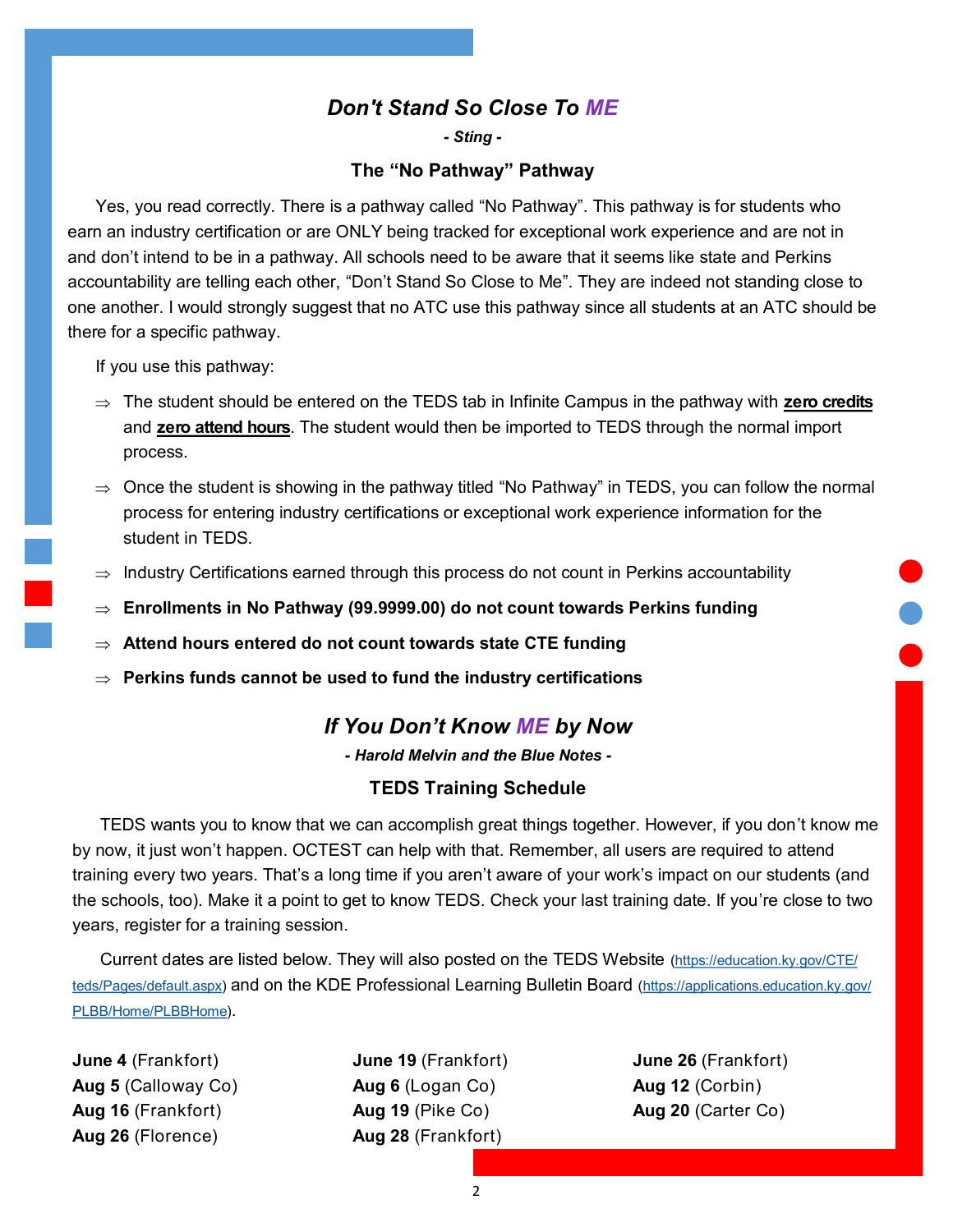## *Don't Stand So Close To ME*

***- Sting -***

### The "No Pathway" Pathway

Yes, you read correctly. There is a pathway called "No Pathway". This pathway is for students who earn an industry certification or are ONLY being tracked for exceptional work experience and are not in and don't intend to be in a pathway. All schools need to be aware that it seems like state and Perkins accountability are telling each other, "Don't Stand So Close to Me". They are indeed not standing close to one another. I would strongly suggest that no ATC use this pathway since all students at an ATC should be there for a specific pathway.

If you use this pathway:

⇒ The student should be entered on the TEDS tab in Infinite Campus in the pathway with **zero credits** and **zero attend hours**. The student would then be imported to TEDS through the normal import process.

⇒ Once the student is showing in the pathway titled "No Pathway" in TEDS, you can follow the normal process for entering industry certifications or exceptional work experience information for the student in TEDS.

⇒ Industry Certifications earned through this process do not count in Perkins accountability

⇒ **Enrollments in No Pathway (99.9999.00) do not count towards Perkins funding**

⇒ **Attend hours entered do not count towards state CTE funding**

⇒ **Perkins funds cannot be used to fund the industry certifications**

## *If You Don't Know ME by Now*

***- Harold Melvin and the Blue Notes -***

### TEDS Training Schedule

TEDS wants you to know that we can accomplish great things together. However, if you don't know me by now, it just won't happen. OCTEST can help with that. Remember, all users are required to attend training every two years. That's a long time if you aren't aware of your work's impact on our students (and the schools, too). Make it a point to get to know TEDS. Check your last training date. If you're close to two years, register for a training session.

Current dates are listed below. They will also posted on the TEDS Website (https://education.ky.gov/CTE/teds/Pages/default.aspx) and on the KDE Professional Learning Bulletin Board (https://applications.education.ky.gov/PLBB/Home/PLBBHome).

**June 4** (Frankfort)
**Aug 5** (Calloway Co)
**Aug 16** (Frankfort)
**Aug 26** (Florence)
**June 19** (Frankfort)
**Aug 6** (Logan Co)
**Aug 19** (Pike Co)
**Aug 28** (Frankfort)
**June 26** (Frankfort)
**Aug 12** (Corbin)
**Aug 20** (Carter Co)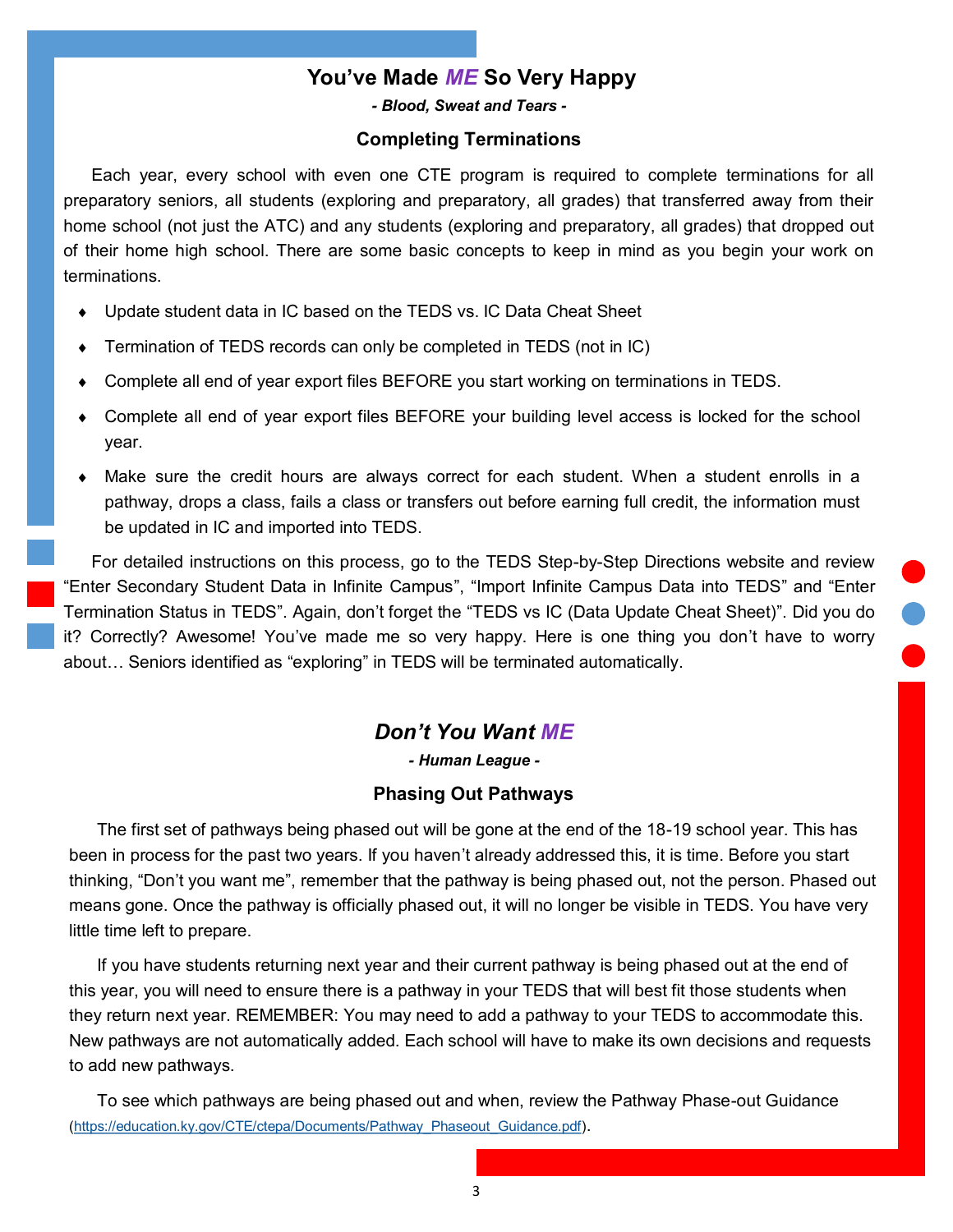## You've Made *ME* So Very Happy

***- Blood, Sweat and Tears -***

### Completing Terminations

Each year, every school with even one CTE program is required to complete terminations for all preparatory seniors, all students (exploring and preparatory, all grades) that transferred away from their home school (not just the ATC) and any students (exploring and preparatory, all grades) that dropped out of their home high school. There are some basic concepts to keep in mind as you begin your work on terminations.

- Update student data in IC based on the TEDS vs. IC Data Cheat Sheet
- Termination of TEDS records can only be completed in TEDS (not in IC)
- Complete all end of year export files BEFORE you start working on terminations in TEDS.
- Complete all end of year export files BEFORE your building level access is locked for the school year.
- Make sure the credit hours are always correct for each student. When a student enrolls in a pathway, drops a class, fails a class or transfers out before earning full credit, the information must be updated in IC and imported into TEDS.

For detailed instructions on this process, go to the TEDS Step-by-Step Directions website and review "Enter Secondary Student Data in Infinite Campus", "Import Infinite Campus Data into TEDS" and "Enter Termination Status in TEDS". Again, don't forget the "TEDS vs IC (Data Update Cheat Sheet)". Did you do it? Correctly? Awesome! You've made me so very happy. Here is one thing you don't have to worry about… Seniors identified as "exploring" in TEDS will be terminated automatically.

## *Don't You Want ME*

***- Human League -***

### Phasing Out Pathways

The first set of pathways being phased out will be gone at the end of the 18-19 school year. This has been in process for the past two years. If you haven't already addressed this, it is time. Before you start thinking, "Don't you want me", remember that the pathway is being phased out, not the person. Phased out means gone. Once the pathway is officially phased out, it will no longer be visible in TEDS. You have very little time left to prepare.

If you have students returning next year and their current pathway is being phased out at the end of this year, you will need to ensure there is a pathway in your TEDS that will best fit those students when they return next year. REMEMBER: You may need to add a pathway to your TEDS to accommodate this. New pathways are not automatically added. Each school will have to make its own decisions and requests to add new pathways.

To see which pathways are being phased out and when, review the Pathway Phase-out Guidance (https://education.ky.gov/CTE/ctepa/Documents/Pathway_Phaseout_Guidance.pdf).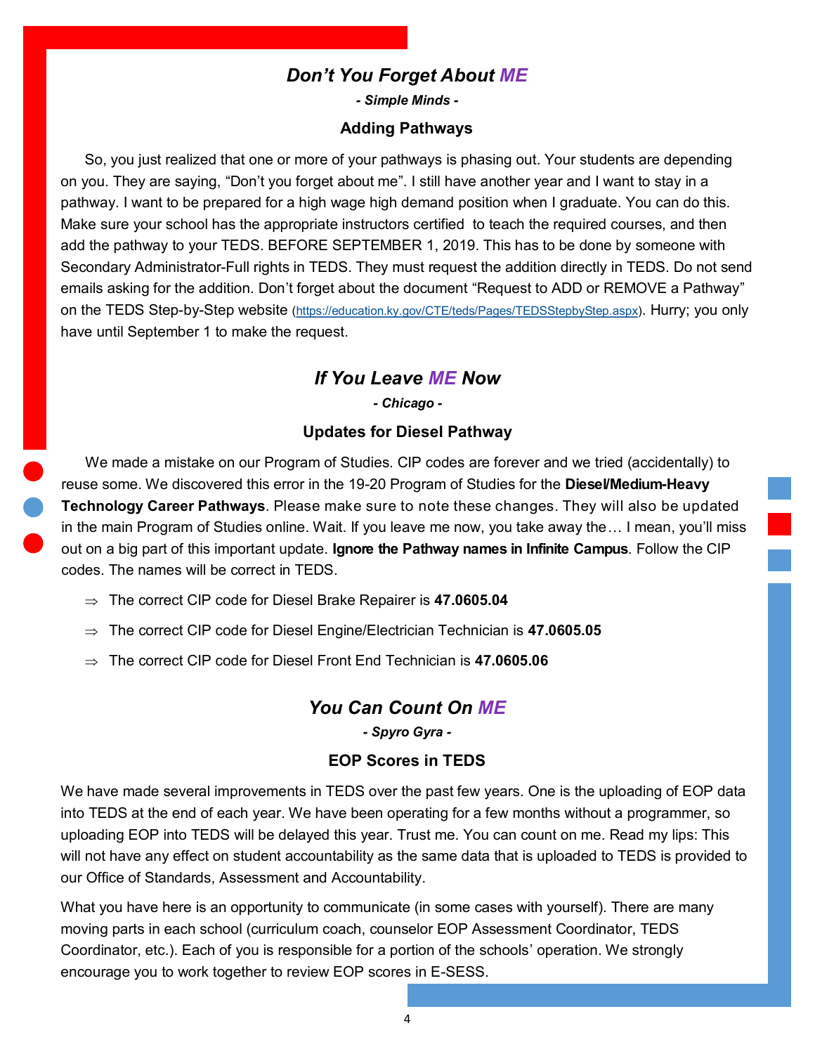## *Don't You Forget About ME*

***- Simple Minds -***

### Adding Pathways

So, you just realized that one or more of your pathways is phasing out. Your students are depending on you. They are saying, "Don't you forget about me". I still have another year and I want to stay in a pathway. I want to be prepared for a high wage high demand position when I graduate. You can do this. Make sure your school has the appropriate instructors certified to teach the required courses, and then add the pathway to your TEDS. BEFORE SEPTEMBER 1, 2019. This has to be done by someone with Secondary Administrator-Full rights in TEDS. They must request the addition directly in TEDS. Do not send emails asking for the addition. Don't forget about the document "Request to ADD or REMOVE a Pathway" on the TEDS Step-by-Step website (https://education.ky.gov/CTE/teds/Pages/TEDSStepbyStep.aspx). Hurry; you only have until September 1 to make the request.

## *If You Leave ME Now*

***- Chicago -***

### Updates for Diesel Pathway

We made a mistake on our Program of Studies. CIP codes are forever and we tried (accidentally) to reuse some. We discovered this error in the 19-20 Program of Studies for the **Diesel/Medium-Heavy Technology Career Pathways**. Please make sure to note these changes. They will also be updated in the main Program of Studies online. Wait. If you leave me now, you take away the… I mean, you'll miss out on a big part of this important update. **Ignore the Pathway names in Infinite Campus**. Follow the CIP codes. The names will be correct in TEDS.

- ⇒ The correct CIP code for Diesel Brake Repairer is **47.0605.04**
- ⇒ The correct CIP code for Diesel Engine/Electrician Technician is **47.0605.05**
- ⇒ The correct CIP code for Diesel Front End Technician is **47.0605.06**

## *You Can Count On ME*

***- Spyro Gyra -***

### EOP Scores in TEDS

We have made several improvements in TEDS over the past few years. One is the uploading of EOP data into TEDS at the end of each year. We have been operating for a few months without a programmer, so uploading EOP into TEDS will be delayed this year. Trust me. You can count on me. Read my lips: This will not have any effect on student accountability as the same data that is uploaded to TEDS is provided to our Office of Standards, Assessment and Accountability.

What you have here is an opportunity to communicate (in some cases with yourself). There are many moving parts in each school (curriculum coach, counselor EOP Assessment Coordinator, TEDS Coordinator, etc.). Each of you is responsible for a portion of the schools' operation. We strongly encourage you to work together to review EOP scores in E-SESS.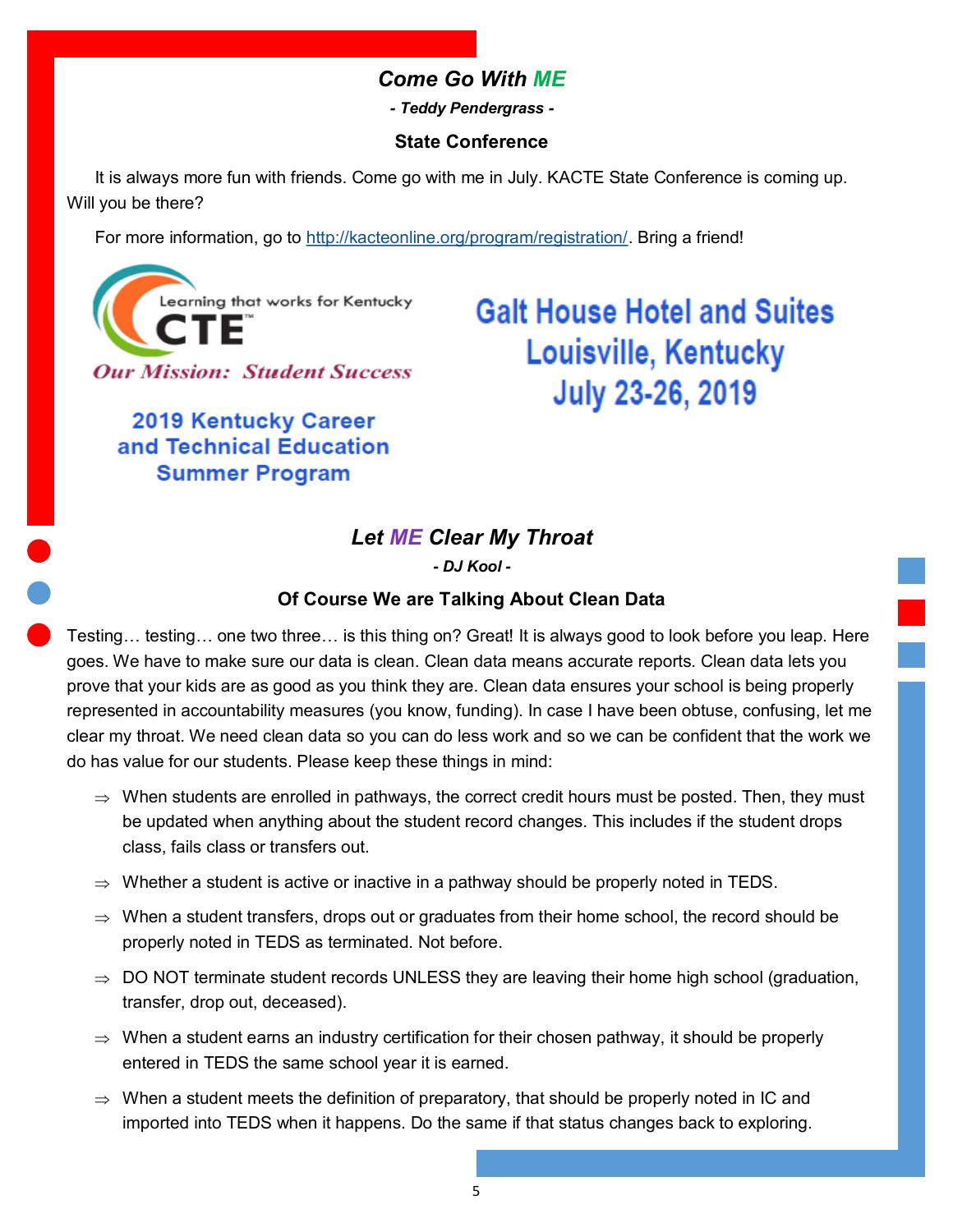## *Come Go With ME*

***- Teddy Pendergrass -***

**State Conference**

It is always more fun with friends. Come go with me in July. KACTE State Conference is coming up. Will you be there?

For more information, go to [http://kacteonline.org/program/registration/](http://kacteonline.org/program/registration/). Bring a friend!

Learning that works for Kentucky

CTE™

*Our Mission: Student Success*

**2019 Kentucky Career and Technical Education Summer Program**

**Galt House Hotel and Suites**
**Louisville, Kentucky**
**July 23-26, 2019**

## *Let ME Clear My Throat*

***- DJ Kool -***

**Of Course We are Talking About Clean Data**

Testing… testing… one two three… is this thing on? Great! It is always good to look before you leap. Here goes. We have to make sure our data is clean. Clean data means accurate reports. Clean data lets you prove that your kids are as good as you think they are. Clean data ensures your school is being properly represented in accountability measures (you know, funding). In case I have been obtuse, confusing, let me clear my throat. We need clean data so you can do less work and so we can be confident that the work we do has value for our students. Please keep these things in mind:

- ⇒ When students are enrolled in pathways, the correct credit hours must be posted. Then, they must be updated when anything about the student record changes. This includes if the student drops class, fails class or transfers out.
- ⇒ Whether a student is active or inactive in a pathway should be properly noted in TEDS.
- ⇒ When a student transfers, drops out or graduates from their home school, the record should be properly noted in TEDS as terminated. Not before.
- ⇒ DO NOT terminate student records UNLESS they are leaving their home high school (graduation, transfer, drop out, deceased).
- ⇒ When a student earns an industry certification for their chosen pathway, it should be properly entered in TEDS the same school year it is earned.
- ⇒ When a student meets the definition of preparatory, that should be properly noted in IC and imported into TEDS when it happens. Do the same if that status changes back to exploring.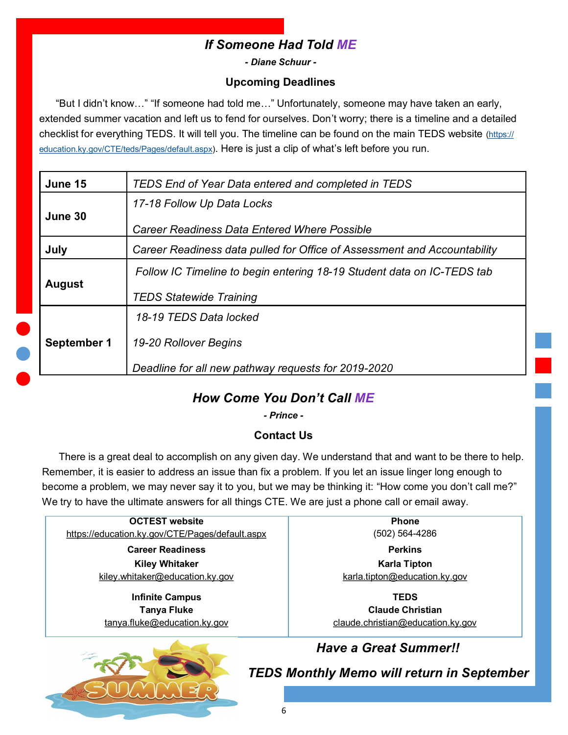## *If Someone Had Told ME*

***- Diane Schuur -***

### Upcoming Deadlines

"But I didn't know…" "If someone had told me…" Unfortunately, someone may have taken an early, extended summer vacation and left us to fend for ourselves. Don't worry; there is a timeline and a detailed checklist for everything TEDS. It will tell you. The timeline can be found on the main TEDS website (https://education.ky.gov/CTE/teds/Pages/default.aspx). Here is just a clip of what's left before you run.

| | |
|---|---|
| **June 15** | *TEDS End of Year Data entered and completed in TEDS* |
| **June 30** | *17-18 Follow Up Data Locks*<br><br>*Career Readiness Data Entered Where Possible* |
| **July** | *Career Readiness data pulled for Office of Assessment and Accountability* |
| **August** | *Follow IC Timeline to begin entering 18-19 Student data on IC-TEDS tab*<br><br>*TEDS Statewide Training* |
| **September 1** | *18-19 TEDS Data locked*<br><br>*19-20 Rollover Begins*<br><br>*Deadline for all new pathway requests for 2019-2020* |

## *How Come You Don't Call ME*

***- Prince -***

### Contact Us

There is a great deal to accomplish on any given day. We understand that and want to be there to help. Remember, it is easier to address an issue than fix a problem. If you let an issue linger long enough to become a problem, we may never say it to you, but we may be thinking it: "How come you don't call me?" We try to have the ultimate answers for all things CTE. We are just a phone call or email away.

| | |
|---|---|
| **OCTEST website**<br>https://education.ky.gov/CTE/Pages/default.aspx | **Phone**<br>(502) 564-4286 |
| **Career Readiness**<br>**Kiley Whitaker**<br>kiley.whitaker@education.ky.gov | **Perkins**<br>**Karla Tipton**<br>karla.tipton@education.ky.gov |
| **Infinite Campus**<br>**Tanya Fluke**<br>tanya.fluke@education.ky.gov | **TEDS**<br>**Claude Christian**<br>claude.christian@education.ky.gov |

***Have a Great Summer!!***

***TEDS Monthly Memo will return in September***